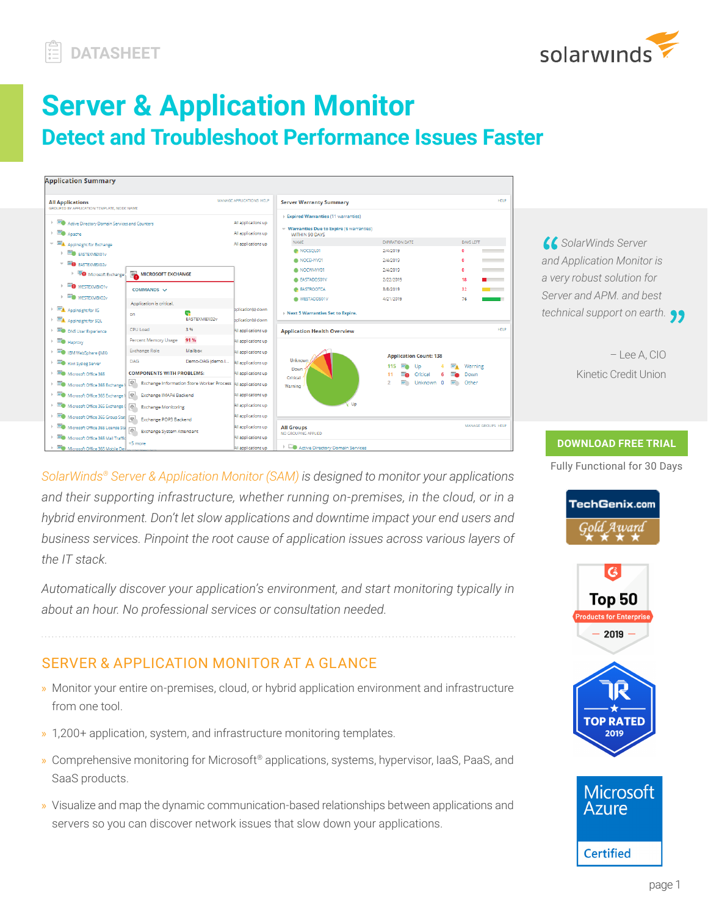DATASHEET

# Server & Application Monitor

## Detect and Troubleshoot Performance Issues Faster

*SolarWinds® Server & Application Monitor (SAM) is designed to monitor your applications and their supporting infrastructure, whether running on-premises, in the cloud, or in a hybrid environment. Don't let slow applications and downtime impact your end users and business services. Pinpoint the root cause of application issues across various layers of the IT stack.*

*Automatically discover your application's environment, and start monitoring typically in about an hour. No professional services or consultation needed.*

> *SolarWinds Server and Application Monitor is a very robust solution for Server and APM. and best technical support on earth.*
>
> – Lee A, CIO
> Kinetic Credit Union

**DOWNLOAD FREE TRIAL**

Fully Functional for 30 Days

## SERVER & APPLICATION MONITOR AT A GLANCE

- Monitor your entire on-premises, cloud, or hybrid application environment and infrastructure from one tool.
- 1,200+ application, system, and infrastructure monitoring templates.
- Comprehensive monitoring for Microsoft® applications, systems, hypervisor, IaaS, PaaS, and SaaS products.
- Visualize and map the dynamic communication-based relationships between applications and servers so you can discover network issues that slow down your applications.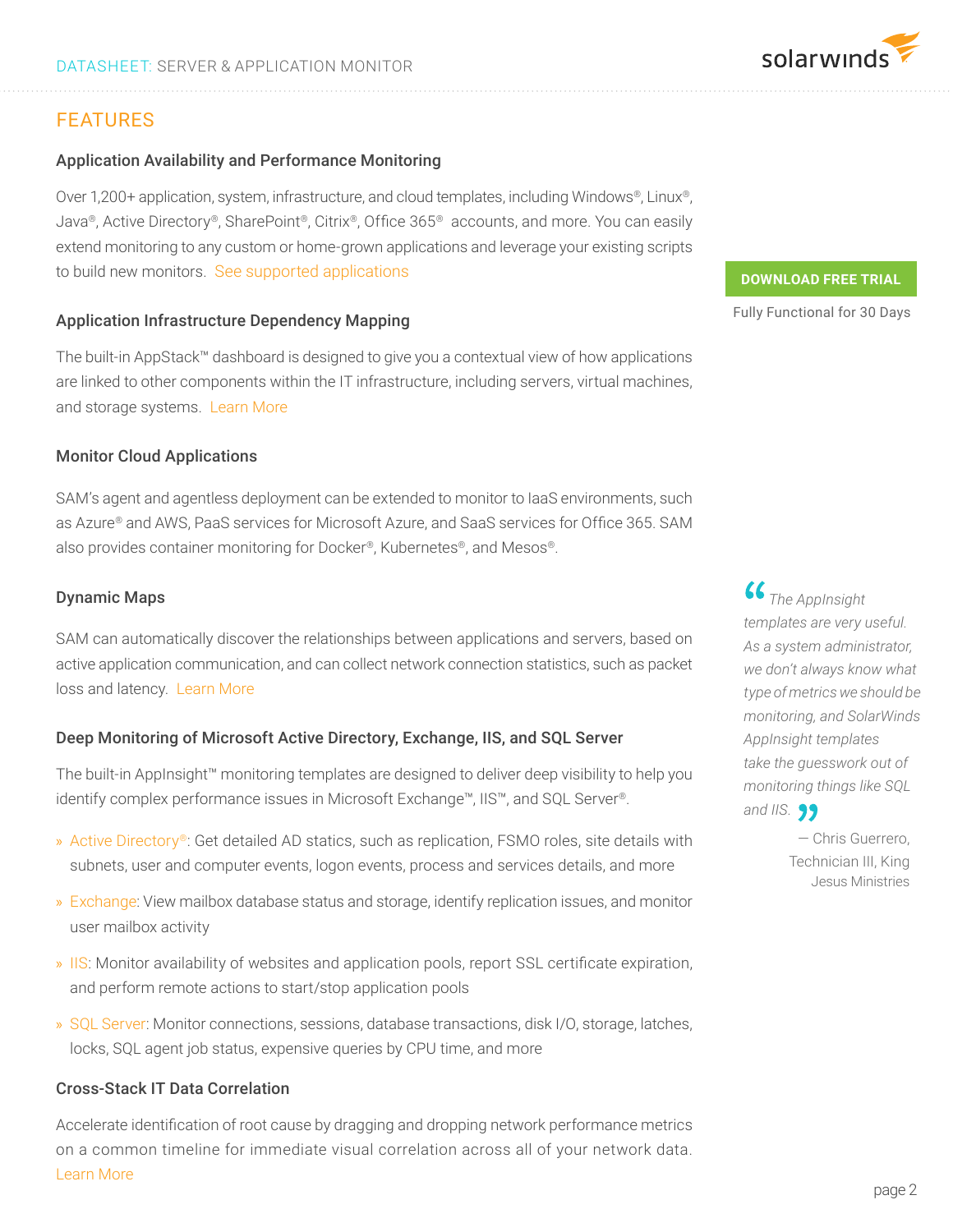## FEATURES

### Application Availability and Performance Monitoring

Over 1,200+ application, system, infrastructure, and cloud templates, including Windows®, Linux®, Java®, Active Directory®, SharePoint®, Citrix®, Office 365® accounts, and more. You can easily extend monitoring to any custom or home-grown applications and leverage your existing scripts to build new monitors. See supported applications

### Application Infrastructure Dependency Mapping

The built-in AppStack™ dashboard is designed to give you a contextual view of how applications are linked to other components within the IT infrastructure, including servers, virtual machines, and storage systems. Learn More

### Monitor Cloud Applications

SAM's agent and agentless deployment can be extended to monitor to IaaS environments, such as Azure® and AWS, PaaS services for Microsoft Azure, and SaaS services for Office 365. SAM also provides container monitoring for Docker®, Kubernetes®, and Mesos®.

### Dynamic Maps

SAM can automatically discover the relationships between applications and servers, based on active application communication, and can collect network connection statistics, such as packet loss and latency. Learn More

### Deep Monitoring of Microsoft Active Directory, Exchange, IIS, and SQL Server

The built-in AppInsight™ monitoring templates are designed to deliver deep visibility to help you identify complex performance issues in Microsoft Exchange™, IIS™, and SQL Server®.

- Active Directory®: Get detailed AD statics, such as replication, FSMO roles, site details with subnets, user and computer events, logon events, process and services details, and more
- Exchange: View mailbox database status and storage, identify replication issues, and monitor user mailbox activity
- IIS: Monitor availability of websites and application pools, report SSL certificate expiration, and perform remote actions to start/stop application pools
- SQL Server: Monitor connections, sessions, database transactions, disk I/O, storage, latches, locks, SQL agent job status, expensive queries by CPU time, and more

### Cross-Stack IT Data Correlation

Accelerate identification of root cause by dragging and dropping network performance metrics on a common timeline for immediate visual correlation across all of your network data. Learn More

**DOWNLOAD FREE TRIAL**

Fully Functional for 30 Days

> *"The AppInsight templates are very useful. As a system administrator, we don't always know what type of metrics we should be monitoring, and SolarWinds AppInsight templates take the guesswork out of monitoring things like SQL and IIS."*
>
> — Chris Guerrero, Technician III, King Jesus Ministries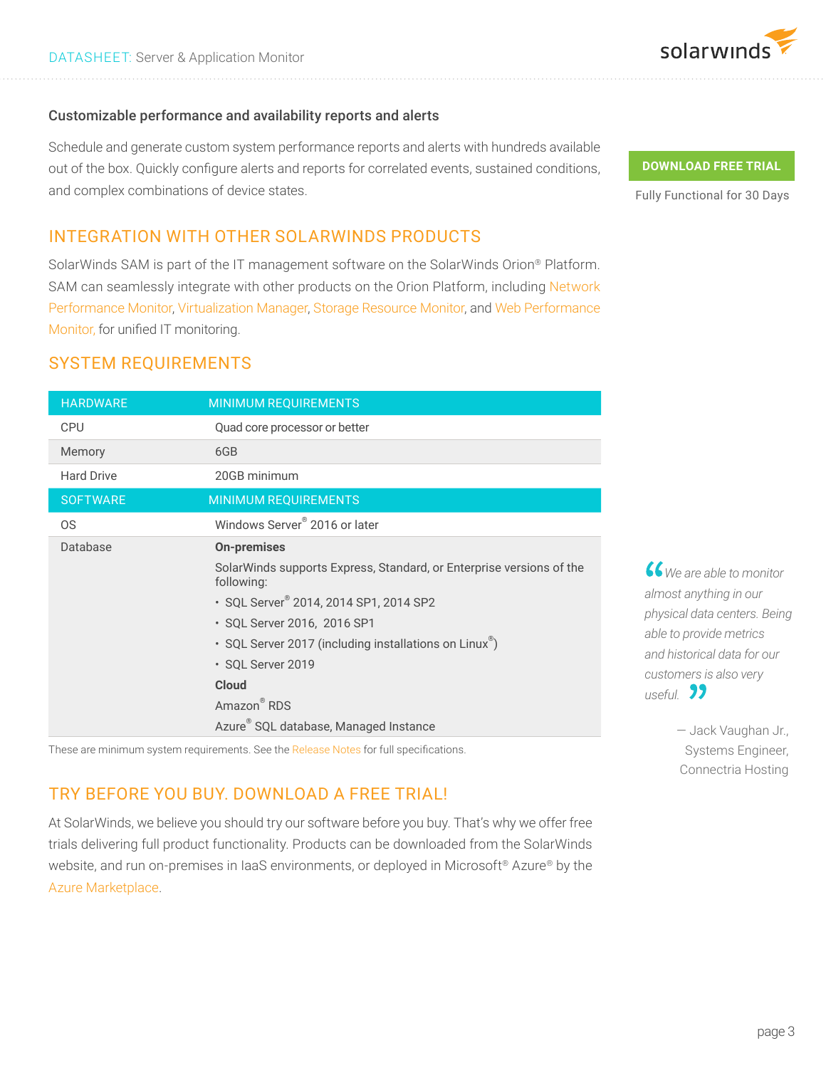### Customizable performance and availability reports and alerts

Schedule and generate custom system performance reports and alerts with hundreds available out of the box. Quickly configure alerts and reports for correlated events, sustained conditions, and complex combinations of device states.

DOWNLOAD FREE TRIAL

Fully Functional for 30 Days

## INTEGRATION WITH OTHER SOLARWINDS PRODUCTS

SolarWinds SAM is part of the IT management software on the SolarWinds Orion® Platform. SAM can seamlessly integrate with other products on the Orion Platform, including Network Performance Monitor, Virtualization Manager, Storage Resource Monitor, and Web Performance Monitor, for unified IT monitoring.

## SYSTEM REQUIREMENTS

| HARDWARE | MINIMUM REQUIREMENTS |
| --- | --- |
| CPU | Quad core processor or better |
| Memory | 6GB |
| Hard Drive | 20GB minimum |
| **SOFTWARE** | **MINIMUM REQUIREMENTS** |
| OS | Windows Server® 2016 or later |
| Database | **On-premises**<br>SolarWinds supports Express, Standard, or Enterprise versions of the following:<br>• SQL Server® 2014, 2014 SP1, 2014 SP2<br>• SQL Server 2016, 2016 SP1<br>• SQL Server 2017 (including installations on Linux®)<br>• SQL Server 2019<br>**Cloud**<br>Amazon® RDS<br>Azure® SQL database, Managed Instance |

These are minimum system requirements. See the Release Notes for full specifications.

*"We are able to monitor almost anything in our physical data centers. Being able to provide metrics and historical data for our customers is also very useful."*

— Jack Vaughan Jr., Systems Engineer, Connectria Hosting

## TRY BEFORE YOU BUY. DOWNLOAD A FREE TRIAL!

At SolarWinds, we believe you should try our software before you buy. That's why we offer free trials delivering full product functionality. Products can be downloaded from the SolarWinds website, and run on-premises in IaaS environments, or deployed in Microsoft® Azure® by the Azure Marketplace.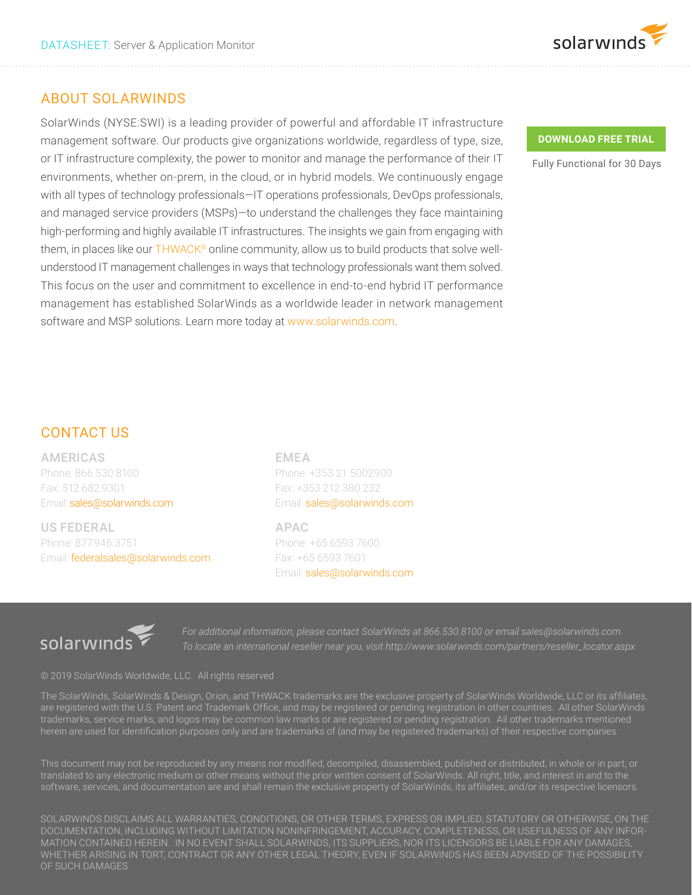## ABOUT SOLARWINDS

SolarWinds (NYSE:SWI) is a leading provider of powerful and affordable IT infrastructure management software. Our products give organizations worldwide, regardless of type, size, or IT infrastructure complexity, the power to monitor and manage the performance of their IT environments, whether on-prem, in the cloud, or in hybrid models. We continuously engage with all types of technology professionals—IT operations professionals, DevOps professionals, and managed service providers (MSPs)—to understand the challenges they face maintaining high-performing and highly available IT infrastructures. The insights we gain from engaging with them, in places like our THWACK® online community, allow us to build products that solve well-understood IT management challenges in ways that technology professionals want them solved. This focus on the user and commitment to excellence in end-to-end hybrid IT performance management has established SolarWinds as a worldwide leader in network management software and MSP solutions. Learn more today at www.solarwinds.com.

**DOWNLOAD FREE TRIAL**

Fully Functional for 30 Days

## CONTACT US

**AMERICAS**
Phone: 866.530.8100
Fax: 512.682.9301
Email: sales@solarwinds.com

**US FEDERAL**
Phone: 877.946.3751
Email: federalsales@solarwinds.com

**EMEA**
Phone: +353 21 5002900
Fax: +353 212 380 232
Email: sales@solarwinds.com

**APAC**
Phone: +65 6593 7600
Fax: +65 6593 7601
Email: sales@solarwinds.com

*For additional information, please contact SolarWinds at 866.530.8100 or email sales@solarwinds.com.*
*To locate an international reseller near you, visit http://www.solarwinds.com/partners/reseller_locator.aspx*

© 2019 SolarWinds Worldwide, LLC. All rights reserved

The SolarWinds, SolarWinds & Design, Orion, and THWACK trademarks are the exclusive property of SolarWinds Worldwide, LLC or its affiliates, are registered with the U.S. Patent and Trademark Office, and may be registered or pending registration in other countries. All other SolarWinds trademarks, service marks, and logos may be common law marks or are registered or pending registration. All other trademarks mentioned herein are used for identification purposes only and are trademarks of (and may be registered trademarks) of their respective companies.

This document may not be reproduced by any means nor modified, decompiled, disassembled, published or distributed, in whole or in part, or translated to any electronic medium or other means without the prior written consent of SolarWinds. All right, title, and interest in and to the software, services, and documentation are and shall remain the exclusive property of SolarWinds, its affiliates, and/or its respective licensors.

SOLARWINDS DISCLAIMS ALL WARRANTIES, CONDITIONS, OR OTHER TERMS, EXPRESS OR IMPLIED, STATUTORY OR OTHERWISE, ON THE DOCUMENTATION, INCLUDING WITHOUT LIMITATION NONINFRINGEMENT, ACCURACY, COMPLETENESS, OR USEFULNESS OF ANY INFORMATION CONTAINED HEREIN. IN NO EVENT SHALL SOLARWINDS, ITS SUPPLIERS, NOR ITS LICENSORS BE LIABLE FOR ANY DAMAGES, WHETHER ARISING IN TORT, CONTRACT OR ANY OTHER LEGAL THEORY, EVEN IF SOLARWINDS HAS BEEN ADVISED OF THE POSSIBILITY OF SUCH DAMAGES.